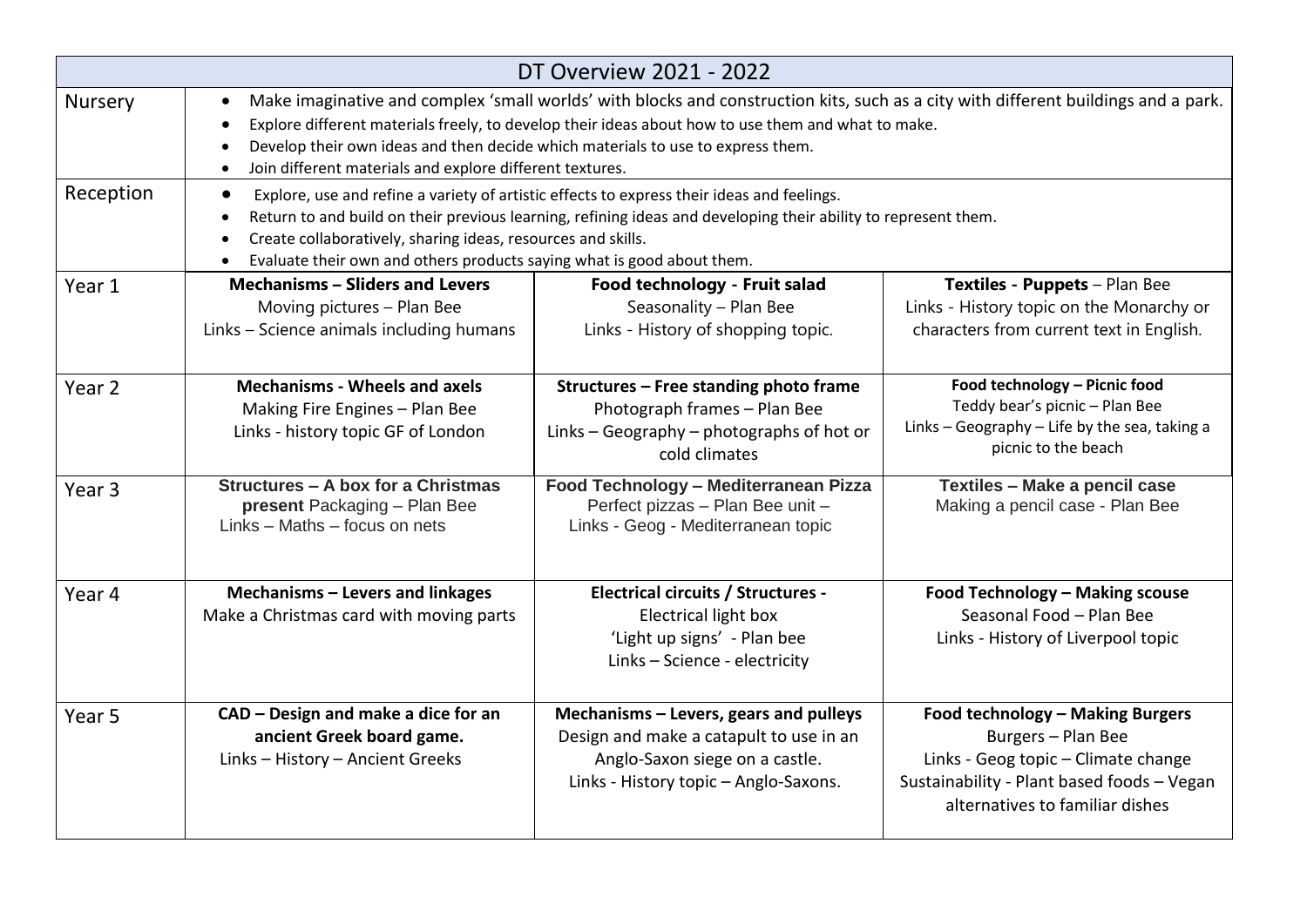| DT Overview 2021 - 2022 | | | |
|---|---|---|---|
| Nursery | • Make imaginative and complex 'small worlds' with blocks and construction kits, such as a city with different buildings and a park.<br>• Explore different materials freely, to develop their ideas about how to use them and what to make.<br>• Develop their own ideas and then decide which materials to use to express them.<br>• Join different materials and explore different textures. | | |
| Reception | • Explore, use and refine a variety of artistic effects to express their ideas and feelings.<br>• Return to and build on their previous learning, refining ideas and developing their ability to represent them.<br>• Create collaboratively, sharing ideas, resources and skills.<br>• Evaluate their own and others products saying what is good about them. | | |
| Year 1 | **Mechanisms – Sliders and Levers**<br>Moving pictures – Plan Bee<br>Links – Science animals including humans | **Food technology - Fruit salad**<br>Seasonality – Plan Bee<br>Links - History of shopping topic. | **Textiles - Puppets** – Plan Bee<br>Links - History topic on the Monarchy or characters from current text in English. |
| Year 2 | **Mechanisms - Wheels and axels**<br>Making Fire Engines – Plan Bee<br>Links - history topic GF of London | **Structures – Free standing photo frame**<br>Photograph frames – Plan Bee<br>Links – Geography – photographs of hot or cold climates | **Food technology – Picnic food**<br>Teddy bear's picnic – Plan Bee<br>Links – Geography – Life by the sea, taking a picnic to the beach |
| Year 3 | **Structures – A box for a Christmas present** Packaging – Plan Bee<br>Links – Maths – focus on nets | **Food Technology – Mediterranean Pizza**<br>Perfect pizzas – Plan Bee unit –<br>Links - Geog - Mediterranean topic | **Textiles – Make a pencil case**<br>Making a pencil case - Plan Bee |
| Year 4 | **Mechanisms – Levers and linkages**<br>Make a Christmas card with moving parts | **Electrical circuits / Structures -**<br>Electrical light box<br>'Light up signs' - Plan bee<br>Links – Science - electricity | **Food Technology – Making scouse**<br>Seasonal Food – Plan Bee<br>Links - History of Liverpool topic |
| Year 5 | **CAD – Design and make a dice for an ancient Greek board game.**<br>Links – History – Ancient Greeks | **Mechanisms – Levers, gears and pulleys**<br>Design and make a catapult to use in an Anglo-Saxon siege on a castle.<br>Links - History topic – Anglo-Saxons. | **Food technology – Making Burgers**<br>Burgers – Plan Bee<br>Links - Geog topic – Climate change<br>Sustainability - Plant based foods – Vegan alternatives to familiar dishes |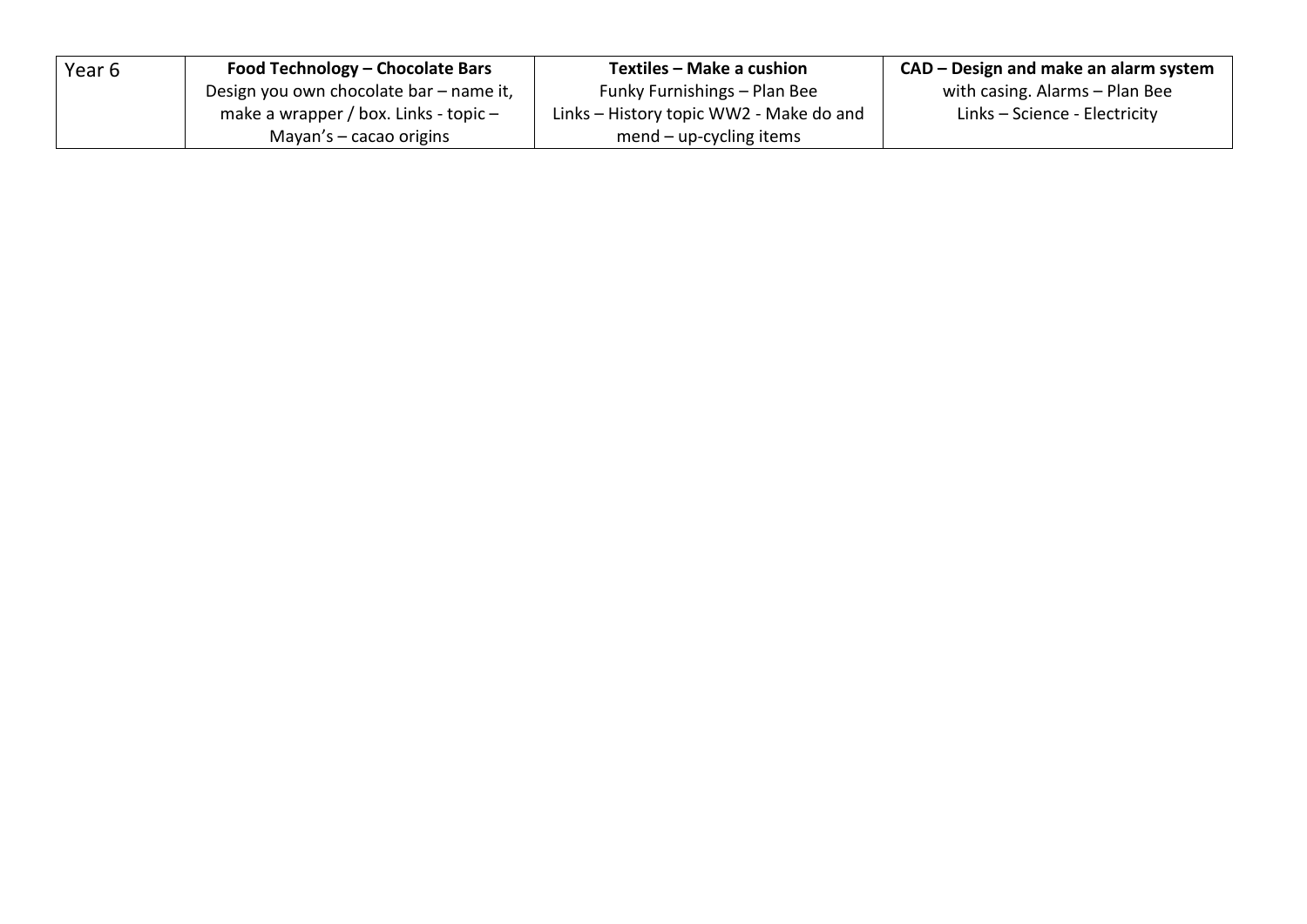| | | | |
|---|---|---|---|
| Year 6 | **Food Technology – Chocolate Bars** Design you own chocolate bar – name it, make a wrapper / box. Links - topic – Mayan's – cacao origins | **Textiles – Make a cushion** Funky Furnishings – Plan Bee Links – History topic WW2 - Make do and mend – up-cycling items | **CAD – Design and make an alarm system** with casing. Alarms – Plan Bee Links – Science - Electricity |